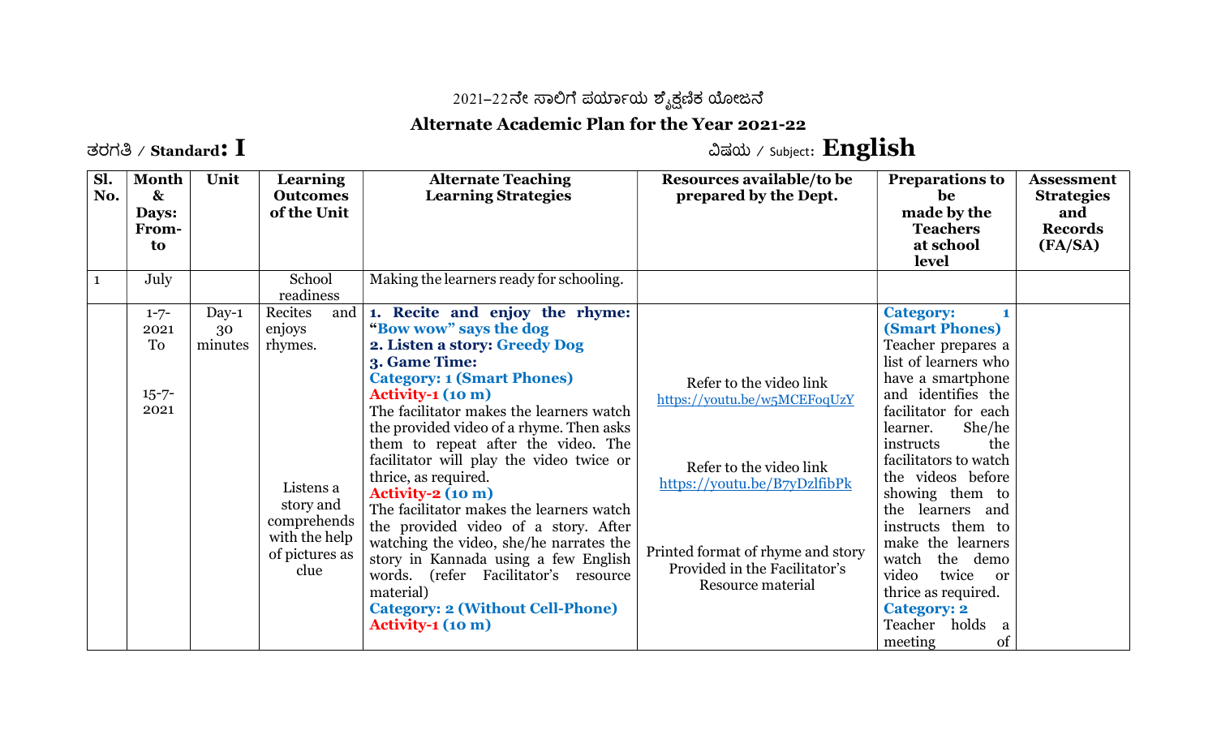2021–22ನೇ ಸಾಲಿಗೆ ಪರ್ಯಾಯ ಶೈಕ್ಷಣಿಕ ಯೋಜನೆ

**Alternate Academic Plan for the Year 2021-22**

ತರಗತಿ / **Standard: I** ವಿಷಯ / Subject: **English**

| Sl. No. | Month & Days: From-to | Unit | Learning Outcomes of the Unit | Alternate Teaching Learning Strategies | Resources available/to be prepared by the Dept. | Preparations to be made by the Teachers at school level | Assessment Strategies and Records (FA/SA) |
|---|---|---|---|---|---|---|---|
| 1 | July | | School readiness | Making the learners ready for schooling. | | | |
| | 1-7-2021 To 15-7-2021 | Day-1 30 minutes | Recites and enjoys rhymes. Listens a story and comprehends with the help of pictures as clue | **1. Recite and enjoy the rhyme: "Bow wow" says the dog** **2. Listen a story: Greedy Dog** **3. Game Time:** **Category: 1 (Smart Phones)** **Activity-1 (10 m)** The facilitator makes the learners watch the provided video of a rhyme. Then asks them to repeat after the video. The facilitator will play the video twice or thrice, as required. **Activity-2 (10 m)** The facilitator makes the learners watch the provided video of a story. After watching the video, she/he narrates the story in Kannada using a few English words. (refer Facilitator's resource material) **Category: 2 (Without Cell-Phone)** **Activity-1 (10 m)** | Refer to the video link https://youtu.be/w5MCEFoqUzY Refer to the video link https://youtu.be/B7yDzlfibPk Printed format of rhyme and story Provided in the Facilitator's Resource material | **Category: 1 (Smart Phones)** Teacher prepares a list of learners who have a smartphone and identifies the facilitator for each learner. She/he instructs the facilitators to watch the videos before showing them to the learners and instructs them to make the learners watch the demo video twice or thrice as required. **Category: 2** Teacher holds a meeting of | |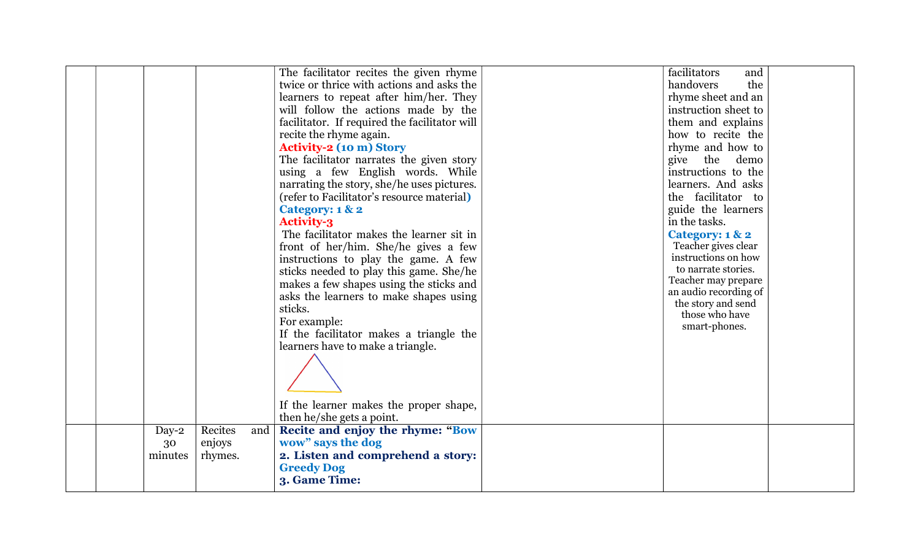|  |  |  |  |  |  |  |  |
|---|---|---|---|---|---|---|---|
|  |  |  |  | The facilitator recites the given rhyme twice or thrice with actions and asks the learners to repeat after him/her. They will follow the actions made by the facilitator. If required the facilitator will recite the rhyme again. <br> **Activity-2 (10 m) Story** <br> The facilitator narrates the given story using a few English words. While narrating the story, she/he uses pictures. (refer to Facilitator's resource material**)** <br> **Category: 1 & 2** <br> **Activity-3** <br> The facilitator makes the learner sit in front of her/him. She/he gives a few instructions to play the game. A few sticks needed to play this game. She/he makes a few shapes using the sticks and asks the learners to make shapes using sticks. <br> For example: <br> If the facilitator makes a triangle the learners have to make a triangle. <br> If the learner makes the proper shape, then he/she gets a point. |  | facilitators and handovers the rhyme sheet and an instruction sheet to them and explains how to recite the rhyme and how to give the demo instructions to the learners. And asks the facilitator to guide the learners in the tasks. <br> **Category: 1 & 2** <br> Teacher gives clear instructions on how to narrate stories. Teacher may prepare an audio recording of the story and send those who have smart-phones. |  |
|  |  | Day-2 30 minutes | Recites and enjoys rhymes. | **Recite and enjoy the rhyme: "Bow wow" says the dog** <br> **2. Listen and comprehend a story: Greedy Dog** <br> **3. Game Time:** |  |  |  |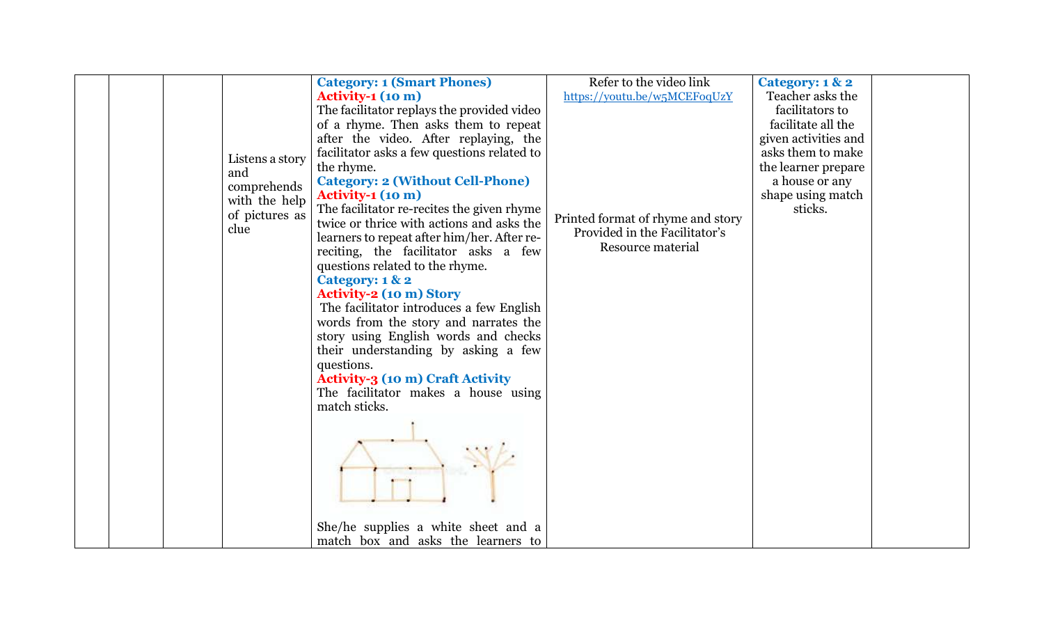|  |  |  | Listens a story and comprehends with the help of pictures as clue | **Category: 1 (Smart Phones)**<br>**Activity-1 (10 m)**<br>The facilitator replays the provided video of a rhyme. Then asks them to repeat after the video. After replaying, the facilitator asks a few questions related to the rhyme.<br>**Category: 2 (Without Cell-Phone)**<br>**Activity-1 (10 m)**<br>The facilitator re-recites the given rhyme twice or thrice with actions and asks the learners to repeat after him/her. After re-reciting, the facilitator asks a few questions related to the rhyme.<br>**Category: 1 & 2**<br>**Activity-2 (10 m) Story**<br>The facilitator introduces a few English words from the story and narrates the story using English words and checks their understanding by asking a few questions.<br>**Activity-3 (10 m) Craft Activity**<br>The facilitator makes a house using match sticks.<br><br>She/he supplies a white sheet and a match box and asks the learners to | Refer to the video link https://youtu.be/w5MCEFoqUzY<br><br>Printed format of rhyme and story Provided in the Facilitator's Resource material | **Category: 1 & 2**<br>Teacher asks the facilitators to facilitate all the given activities and asks them to make the learner prepare a house or any shape using match sticks. |  |
|---|---|---|---|---|---|---|---|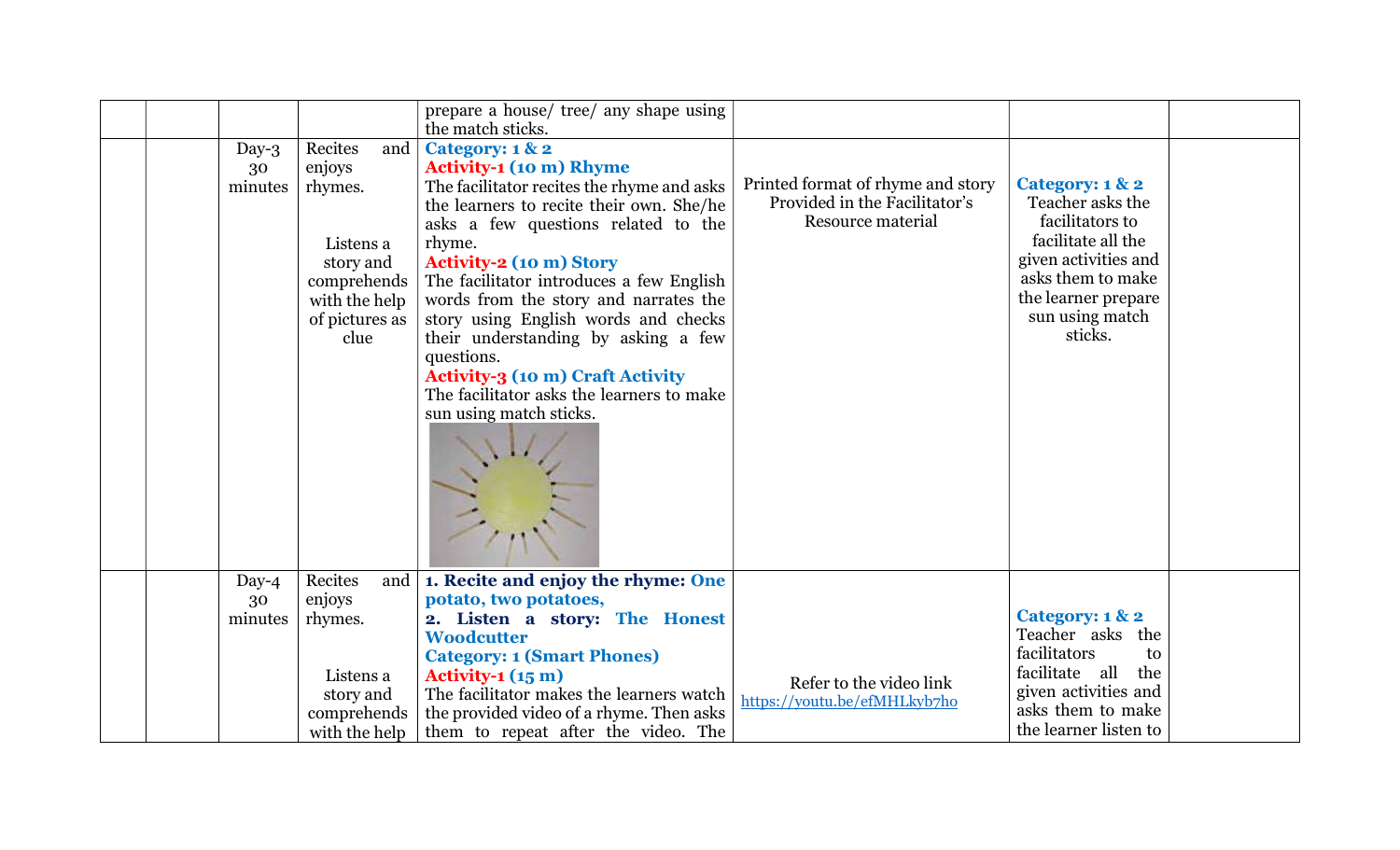|  |  |  |  | prepare a house/ tree/ any shape using the match sticks. |  |  |  |
|---|---|---|---|---|---|---|---|
|  |  | Day-3 30 minutes | Recites and enjoys rhymes.<br><br>Listens a story and comprehends with the help of pictures as clue | **Category: 1 & 2**<br>**Activity-1 (10 m) Rhyme**<br>The facilitator recites the rhyme and asks the learners to recite their own. She/he asks a few questions related to the rhyme.<br>**Activity-2 (10 m) Story**<br>The facilitator introduces a few English words from the story and narrates the story using English words and checks their understanding by asking a few questions.<br>**Activity-3 (10 m) Craft Activity**<br>The facilitator asks the learners to make sun using match sticks. | Printed format of rhyme and story Provided in the Facilitator's Resource material | **Category: 1 & 2**<br>Teacher asks the facilitators to facilitate all the given activities and asks them to make the learner prepare sun using match sticks. |  |
|  |  | Day-4 30 minutes | Recites and enjoys rhymes.<br><br>Listens a story and comprehends with the help | **1. Recite and enjoy the rhyme: One potato, two potatoes,**<br>**2. Listen a story: The Honest Woodcutter**<br>**Category: 1 (Smart Phones)**<br>**Activity-1 (15 m)**<br>The facilitator makes the learners watch the provided video of a rhyme. Then asks them to repeat after the video. The | Refer to the video link https://youtu.be/efMHLkyb7ho | **Category: 1 & 2**<br>Teacher asks the facilitators to facilitate all the given activities and asks them to make the learner listen to |  |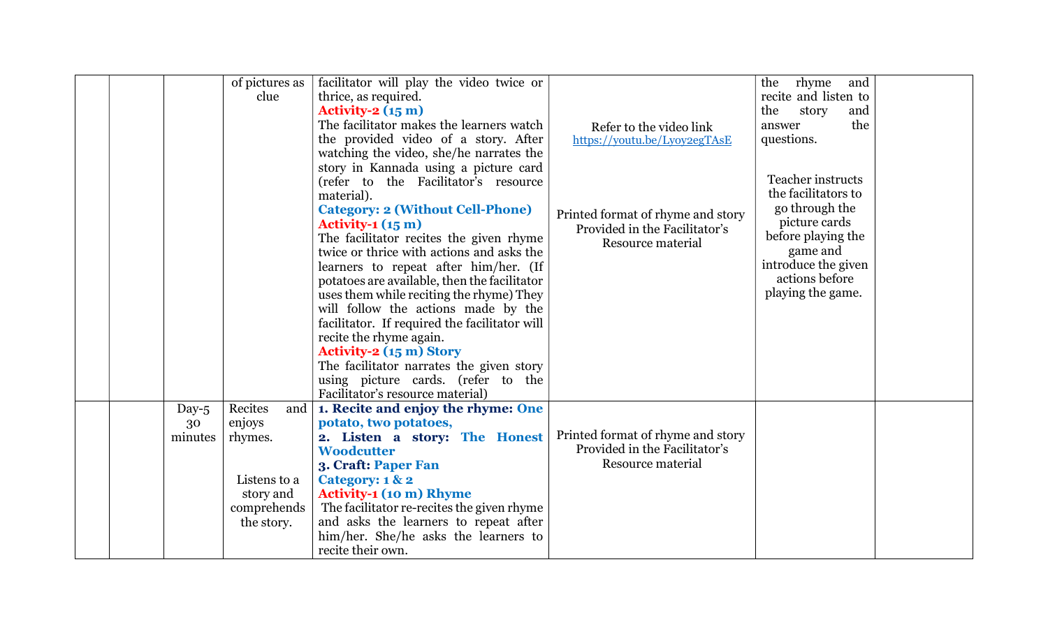|  |  |  | of pictures as clue | facilitator will play the video twice or thrice, as required.<br>**Activity-2 (15 m)**<br>The facilitator makes the learners watch the provided video of a story. After watching the video, she/he narrates the story in Kannada using a picture card (refer to the Facilitator's resource material).<br>**Category: 2 (Without Cell-Phone)**<br>**Activity-1 (15 m)**<br>The facilitator recites the given rhyme twice or thrice with actions and asks the learners to repeat after him/her. (If potatoes are available, then the facilitator uses them while reciting the rhyme) They will follow the actions made by the facilitator. If required the facilitator will recite the rhyme again.<br>**Activity-2 (15 m) Story**<br>The facilitator narrates the given story using picture cards. (refer to the Facilitator's resource material) | Refer to the video link https://youtu.be/Lyoy2egTAsE<br><br>Printed format of rhyme and story Provided in the Facilitator's Resource material | the rhyme and recite and listen to the story and answer the questions.<br><br>Teacher instructs the facilitators to go through the picture cards before playing the game and introduce the given actions before playing the game. |  |
|---|---|---|---|---|---|---|---|
|  |  | Day-5 30 minutes | Recites and enjoys rhymes.<br><br>Listens to a story and comprehends the story. | **1. Recite and enjoy the rhyme: One potato, two potatoes,**<br>**2. Listen a story: The Honest Woodcutter**<br>**3. Craft: Paper Fan**<br>**Category: 1 & 2**<br>**Activity-1 (10 m) Rhyme**<br>The facilitator re-recites the given rhyme and asks the learners to repeat after him/her. She/he asks the learners to recite their own. | Printed format of rhyme and story Provided in the Facilitator's Resource material |  |  |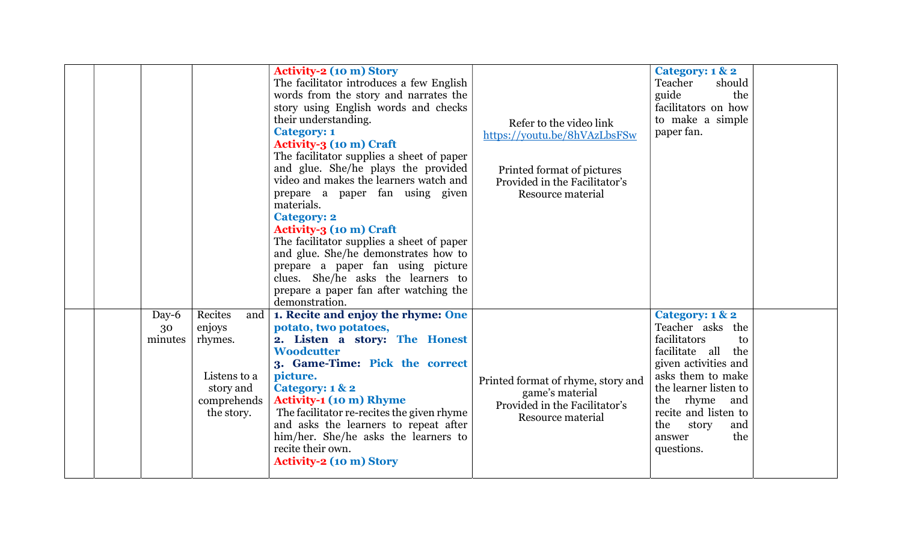| | | | | | | | |
|---|---|---|---|---|---|---|---|
| | | | | **Activity-2 (10 m) Story**<br>The facilitator introduces a few English words from the story and narrates the story using English words and checks their understanding.<br>**Category: 1**<br>**Activity-3 (10 m) Craft**<br>The facilitator supplies a sheet of paper and glue. She/he plays the provided video and makes the learners watch and prepare a paper fan using given materials.<br>**Category: 2**<br>**Activity-3 (10 m) Craft**<br>The facilitator supplies a sheet of paper and glue. She/he demonstrates how to prepare a paper fan using picture clues. She/he asks the learners to prepare a paper fan after watching the demonstration. | Refer to the video link https://youtu.be/8hVAzLbsFSw<br><br>Printed format of pictures Provided in the Facilitator's Resource material | **Category: 1 & 2**<br>Teacher should guide the facilitators on how to make a simple paper fan. | |
| | | Day-6 30 minutes | Recites and enjoys rhymes.<br><br>Listens to a story and comprehends the story. | **1. Recite and enjoy the rhyme: One potato, two potatoes,**<br>**2. Listen a story: The Honest Woodcutter**<br>**3. Game-Time: Pick the correct picture.**<br>**Category: 1 & 2**<br>**Activity-1 (10 m) Rhyme**<br>The facilitator re-recites the given rhyme and asks the learners to repeat after him/her. She/he asks the learners to recite their own.<br>**Activity-2 (10 m) Story** | Printed format of rhyme, story and game's material Provided in the Facilitator's Resource material | **Category: 1 & 2**<br>Teacher asks the facilitators to facilitate all the given activities and asks them to make the learner listen to the rhyme and recite and listen to the story and answer the questions. | |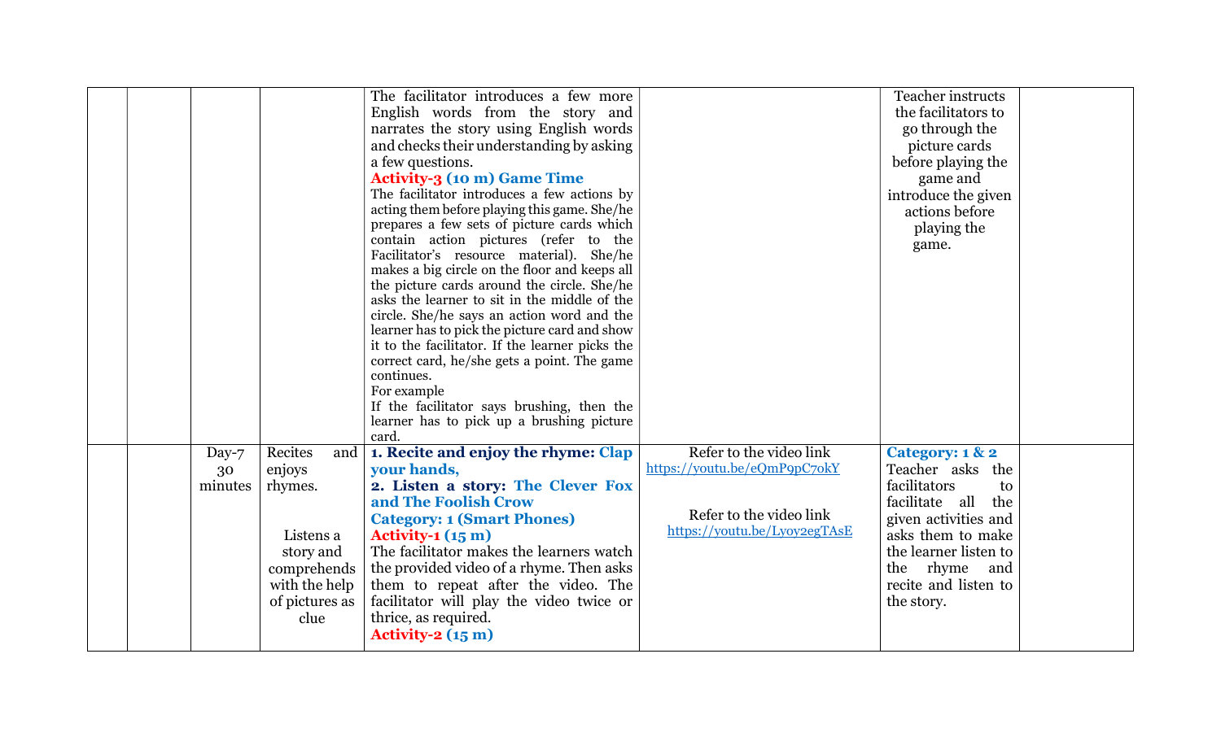| | | | | | | | |
|---|---|---|---|---|---|---|---|
| | | | | The facilitator introduces a few more English words from the story and narrates the story using English words and checks their understanding by asking a few questions.<br>**Activity-3 (10 m) Game Time**<br>The facilitator introduces a few actions by acting them before playing this game. She/he prepares a few sets of picture cards which contain action pictures (refer to the Facilitator's resource material). She/he makes a big circle on the floor and keeps all the picture cards around the circle. She/he asks the learner to sit in the middle of the circle. She/he says an action word and the learner has to pick the picture card and show it to the facilitator. If the learner picks the correct card, he/she gets a point. The game continues.<br>For example<br>If the facilitator says brushing, then the learner has to pick up a brushing picture card. | | Teacher instructs the facilitators to go through the picture cards before playing the game and introduce the given actions before playing the game. | |
| | | Day-7<br>30 minutes | Recites and enjoys rhymes.<br><br>Listens a story and comprehends with the help of pictures as clue | **1. Recite and enjoy the rhyme: Clap your hands,**<br>**2. Listen a story: The Clever Fox and The Foolish Crow**<br>**Category: 1 (Smart Phones)**<br>**Activity-1 (15 m)**<br>The facilitator makes the learners watch the provided video of a rhyme. Then asks them to repeat after the video. The facilitator will play the video twice or thrice, as required.<br>**Activity-2 (15 m)** | Refer to the video link<br>https://youtu.be/eQmP9pC7okY<br><br>Refer to the video link<br>https://youtu.be/Lyoy2egTAsE | **Category: 1 & 2**<br>Teacher asks the facilitators to facilitate all the given activities and asks them to make the learner listen to the rhyme and recite and listen to the story. | |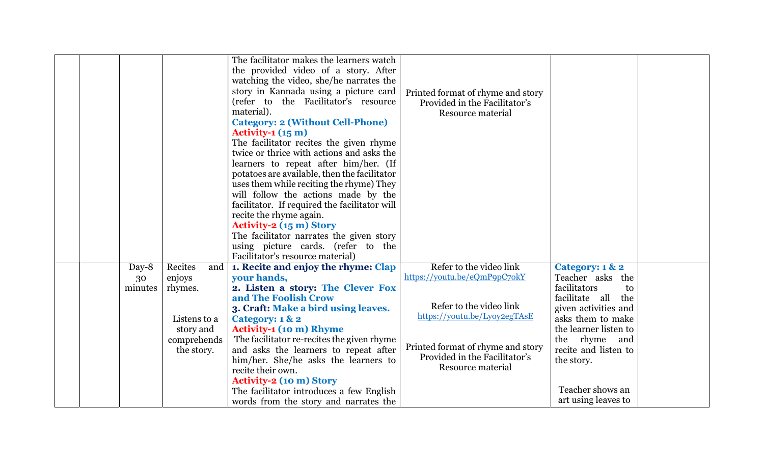| | | | | | | | |
|---|---|---|---|---|---|---|---|
| | | | | The facilitator makes the learners watch the provided video of a story. After watching the video, she/he narrates the story in Kannada using a picture card (refer to the Facilitator's resource material).<br>**Category: 2 (Without Cell-Phone)**<br>**Activity-1 (15 m)**<br>The facilitator recites the given rhyme twice or thrice with actions and asks the learners to repeat after him/her. (If potatoes are available, then the facilitator uses them while reciting the rhyme) They will follow the actions made by the facilitator. If required the facilitator will recite the rhyme again.<br>**Activity-2 (15 m) Story**<br>The facilitator narrates the given story using picture cards. (refer to the Facilitator's resource material) | Printed format of rhyme and story Provided in the Facilitator's Resource material | | |
| | | Day-8 30 minutes | Recites and enjoys rhymes.<br><br>Listens to a story and comprehends the story. | **1. Recite and enjoy the rhyme: Clap your hands,**<br>**2. Listen a story: The Clever Fox and The Foolish Crow**<br>**3. Craft: Make a bird using leaves.**<br>**Category: 1 & 2**<br>**Activity-1 (10 m) Rhyme**<br>The facilitator re-recites the given rhyme and asks the learners to repeat after him/her. She/he asks the learners to recite their own.<br>**Activity-2 (10 m) Story**<br>The facilitator introduces a few English words from the story and narrates the | Refer to the video link https://youtu.be/eQmP9pC7okY<br><br>Refer to the video link https://youtu.be/Lyoy2egTAsE<br><br>Printed format of rhyme and story Provided in the Facilitator's Resource material | **Category: 1 & 2**<br>Teacher asks the facilitators to facilitate all the given activities and asks them to make the learner listen to the rhyme and recite and listen to the story.<br><br>Teacher shows an art using leaves to | |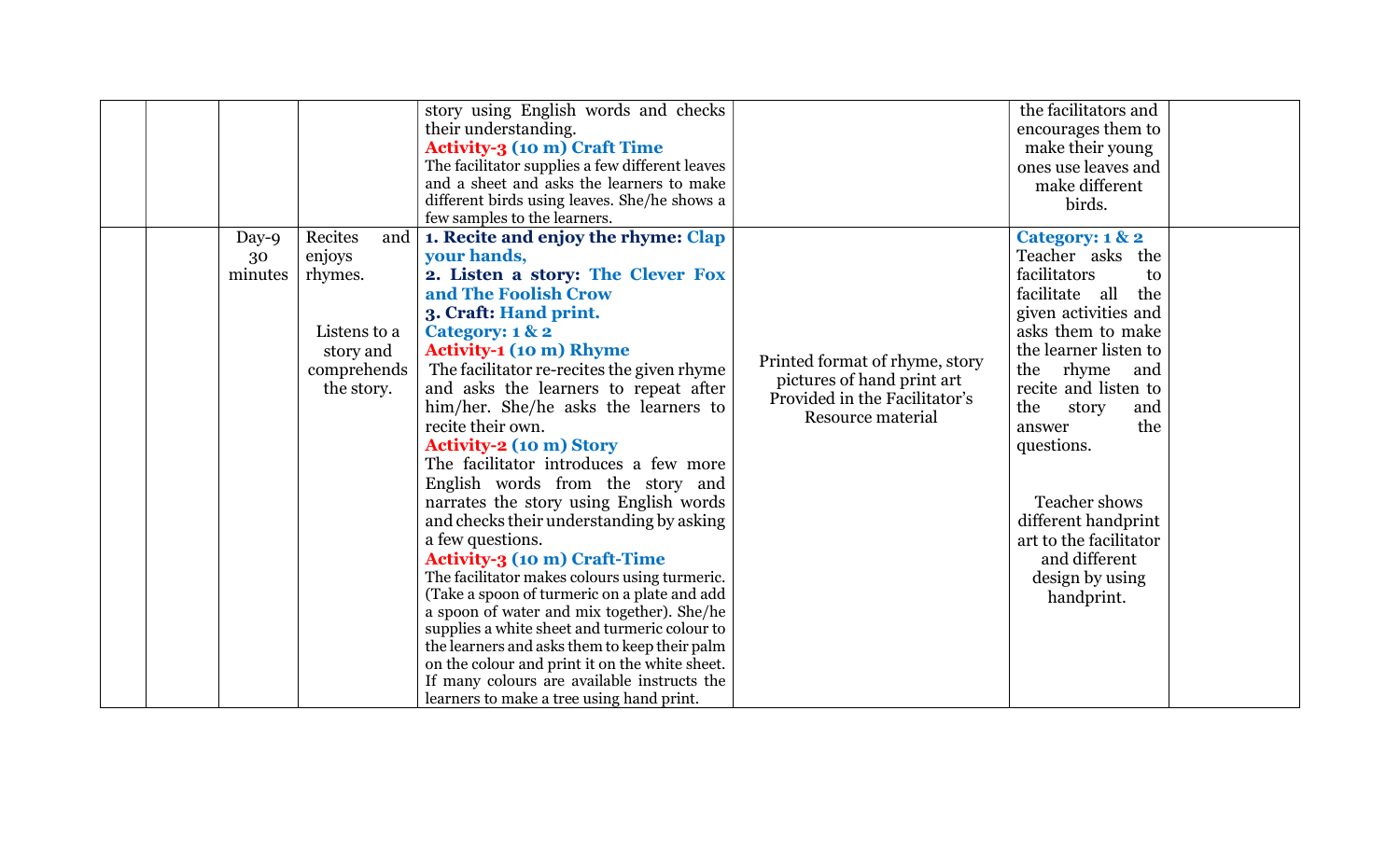|  |  |  |  |  |  |  |  |
|---|---|---|---|---|---|---|---|
|  |  |  |  | story using English words and checks their understanding.<br>**Activity-3 (10 m) Craft Time**<br>The facilitator supplies a few different leaves and a sheet and asks the learners to make different birds using leaves. She/he shows a few samples to the learners. |  | the facilitators and encourages them to make their young ones use leaves and make different birds. |  |
|  |  | Day-9<br>30 minutes | Recites and enjoys rhymes.<br><br>Listens to a story and comprehends the story. | **1. Recite and enjoy the rhyme: Clap your hands,**<br>**2. Listen a story: The Clever Fox and The Foolish Crow**<br>**3. Craft: Hand print.**<br>**Category: 1 & 2**<br>**Activity-1 (10 m) Rhyme**<br>The facilitator re-recites the given rhyme and asks the learners to repeat after him/her. She/he asks the learners to recite their own.<br>**Activity-2 (10 m) Story**<br>The facilitator introduces a few more English words from the story and narrates the story using English words and checks their understanding by asking a few questions.<br>**Activity-3 (10 m) Craft-Time**<br>The facilitator makes colours using turmeric. (Take a spoon of turmeric on a plate and add a spoon of water and mix together). She/he supplies a white sheet and turmeric colour to the learners and asks them to keep their palm on the colour and print it on the white sheet. If many colours are available instructs the learners to make a tree using hand print. | Printed format of rhyme, story pictures of hand print art Provided in the Facilitator's Resource material | **Category: 1 & 2**<br>Teacher asks the facilitators to facilitate all the given activities and asks them to make the learner listen to the rhyme and recite and listen to the story and answer the questions.<br><br>Teacher shows different handprint art to the facilitator and different design by using handprint. |  |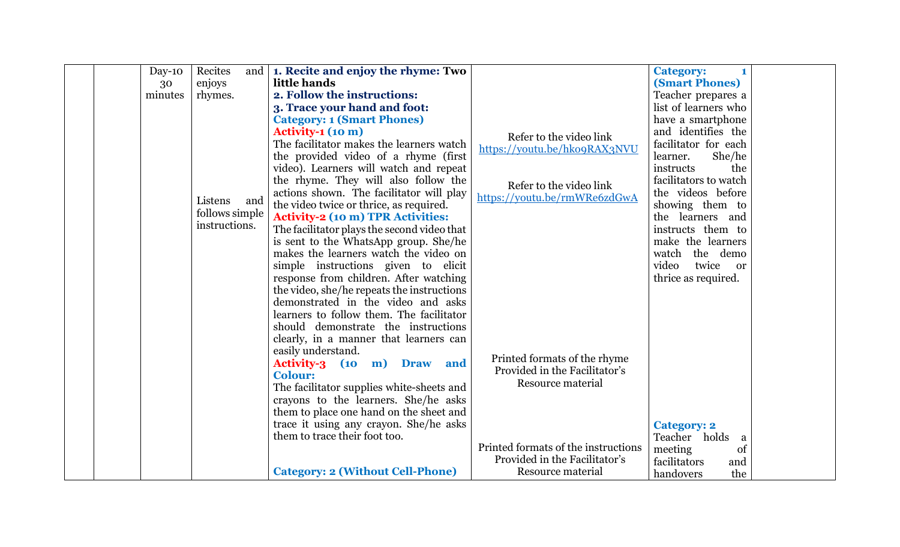|  |  | Day-10 30 minutes | Recites and enjoys rhymes.<br><br>Listens and follows simple instructions. | **1. Recite and enjoy the rhyme: Two little hands**<br>**2. Follow the instructions:**<br>**3. Trace your hand and foot:**<br>**Category: 1 (Smart Phones)**<br>**Activity-1 (10 m)**<br>The facilitator makes the learners watch the provided video of a rhyme (first video). Learners will watch and repeat the rhyme. They will also follow the actions shown. The facilitator will play the video twice or thrice, as required.<br>**Activity-2 (10 m) TPR Activities:**<br>The facilitator plays the second video that is sent to the WhatsApp group. She/he makes the learners watch the video on simple instructions given to elicit response from children. After watching the video, she/he repeats the instructions demonstrated in the video and asks learners to follow them. The facilitator should demonstrate the instructions clearly, in a manner that learners can easily understand.<br>**Activity-3 (10 m) Draw and Colour:**<br>The facilitator supplies white-sheets and crayons to the learners. She/he asks them to place one hand on the sheet and trace it using any crayon. She/he asks them to trace their foot too.<br><br>**Category: 2 (Without Cell-Phone)** | Refer to the video link https://youtu.be/hk09RAX3NVU<br><br>Refer to the video link https://youtu.be/rmWRe6zdGwA<br><br>Printed formats of the rhyme Provided in the Facilitator's Resource material<br><br>Printed formats of the instructions Provided in the Facilitator's Resource material | **Category: 1 (Smart Phones)**<br>Teacher prepares a list of learners who have a smartphone and identifies the facilitator for each learner. She/he instructs the facilitators to watch the videos before showing them to the learners and instructs them to make the learners watch the demo video twice or thrice as required.<br><br>**Category: 2**<br>Teacher holds a meeting of facilitators and handovers the |  |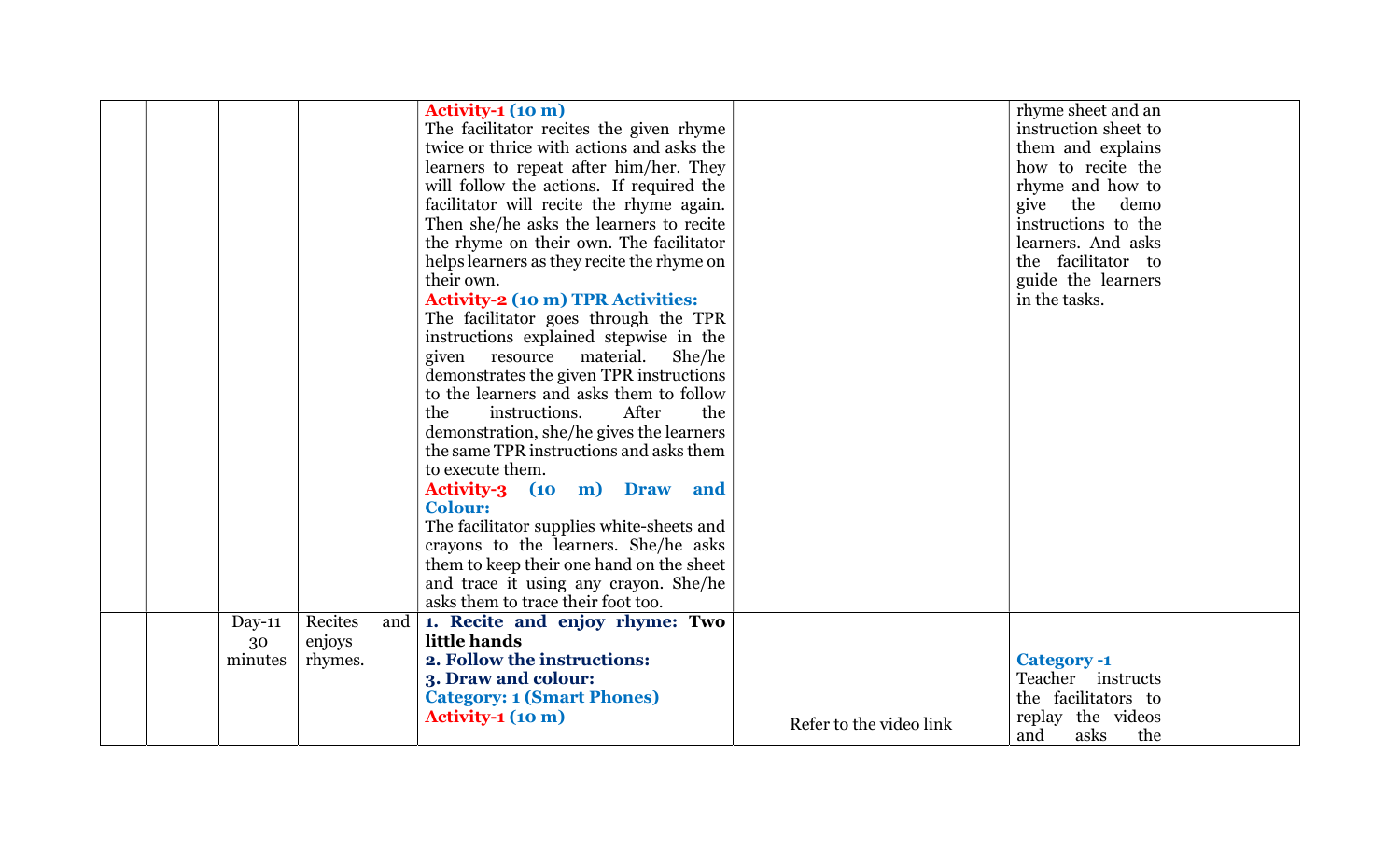| | | | | | | | |
|---|---|---|---|---|---|---|---|
| | | | | **Activity-1 (10 m)**<br>The facilitator recites the given rhyme twice or thrice with actions and asks the learners to repeat after him/her. They will follow the actions. If required the facilitator will recite the rhyme again. Then she/he asks the learners to recite the rhyme on their own. The facilitator helps learners as they recite the rhyme on their own.<br>**Activity-2 (10 m) TPR Activities:**<br>The facilitator goes through the TPR instructions explained stepwise in the given resource material. She/he demonstrates the given TPR instructions to the learners and asks them to follow the instructions. After the demonstration, she/he gives the learners the same TPR instructions and asks them to execute them.<br>**Activity-3 (10 m) Draw and Colour:**<br>The facilitator supplies white-sheets and crayons to the learners. She/he asks them to keep their one hand on the sheet and trace it using any crayon. She/he asks them to trace their foot too. | | rhyme sheet and an instruction sheet to them and explains how to recite the rhyme and how to give the demo instructions to the learners. And asks the facilitator to guide the learners in the tasks. | |
| | | Day-11<br>30 minutes | Recites and enjoys rhymes. | **1. Recite and enjoy rhyme: Two little hands**<br>**2. Follow the instructions:**<br>**3. Draw and colour:**<br>**Category: 1 (Smart Phones)**<br>**Activity-1 (10 m)** | Refer to the video link | **Category -1**<br>Teacher instructs the facilitators to replay the videos and asks the | |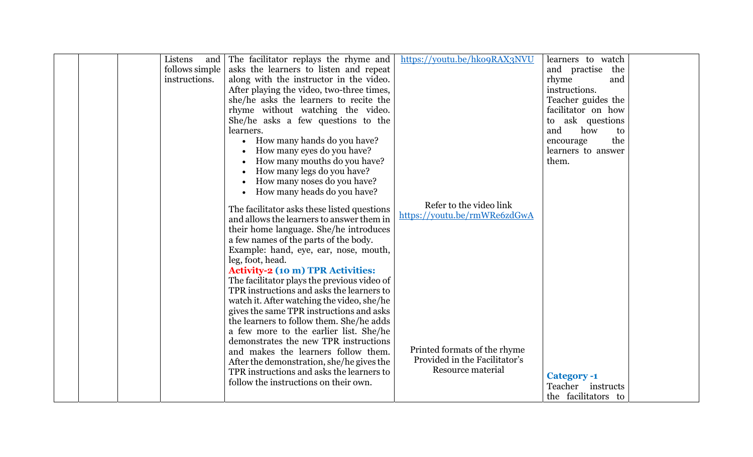|  |  |  |  |  |  |  |
|---|---|---|---|---|---|---|
|  |  |  | Listens and follows simple instructions. | The facilitator replays the rhyme and asks the learners to listen and repeat along with the instructor in the video. After playing the video, two-three times, she/he asks the learners to recite the rhyme without watching the video. She/he asks a few questions to the learners.<br>• How many hands do you have?<br>• How many eyes do you have?<br>• How many mouths do you have?<br>• How many legs do you have?<br>• How many noses do you have?<br>• How many heads do you have?<br><br>The facilitator asks these listed questions and allows the learners to answer them in their home language. She/he introduces a few names of the parts of the body.<br>Example: hand, eye, ear, nose, mouth, leg, foot, head.<br>**Activity-2 (10 m) TPR Activities:**<br>The facilitator plays the previous video of TPR instructions and asks the learners to watch it. After watching the video, she/he gives the same TPR instructions and asks the learners to follow them. She/he adds a few more to the earlier list. She/he demonstrates the new TPR instructions and makes the learners follow them. After the demonstration, she/he gives the TPR instructions and asks the learners to follow the instructions on their own. | https://youtu.be/hko9RAX3NVU<br><br>Refer to the video link https://youtu.be/rmWRe6zdGwA<br><br>Printed formats of the rhyme Provided in the Facilitator's Resource material | learners to watch and practise the rhyme and instructions.<br>Teacher guides the facilitator on how to ask questions and how to encourage the learners to answer them.<br><br>**Category -1**<br>Teacher instructs the facilitators to |  |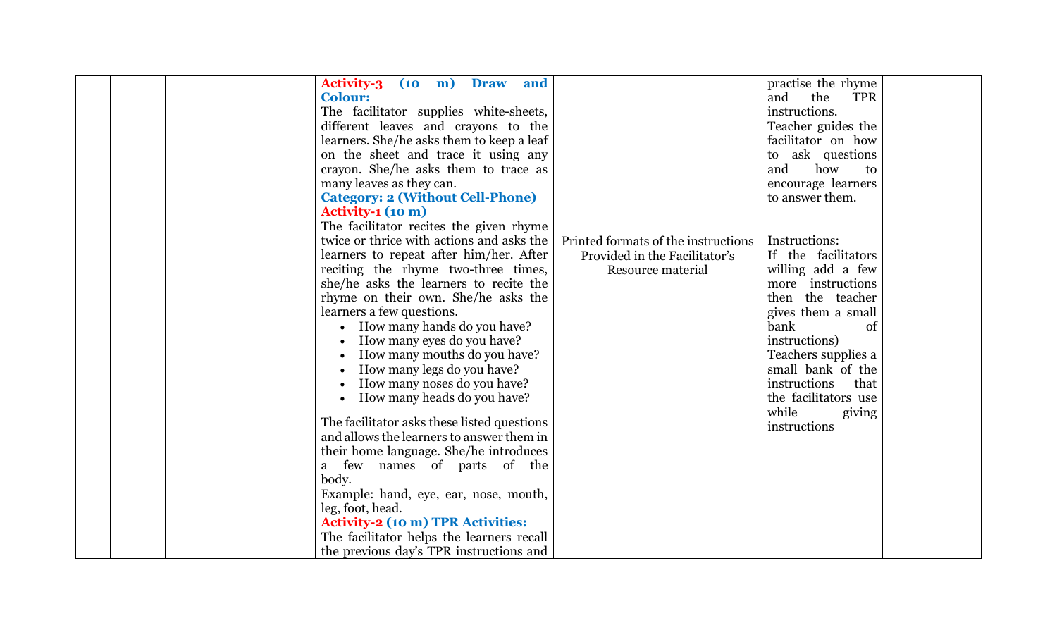|  |  |  |  | **Activity-3 (10 m) Draw and Colour:**<br>The facilitator supplies white-sheets, different leaves and crayons to the learners. She/he asks them to keep a leaf on the sheet and trace it using any crayon. She/he asks them to trace as many leaves as they can.<br>**Category: 2 (Without Cell-Phone)**<br>**Activity-1 (10 m)**<br>The facilitator recites the given rhyme twice or thrice with actions and asks the learners to repeat after him/her. After reciting the rhyme two-three times, she/he asks the learners to recite the rhyme on their own. She/he asks the learners a few questions.<br>• How many hands do you have?<br>• How many eyes do you have?<br>• How many mouths do you have?<br>• How many legs do you have?<br>• How many noses do you have?<br>• How many heads do you have?<br><br>The facilitator asks these listed questions and allows the learners to answer them in their home language. She/he introduces a few names of parts of the body.<br>Example: hand, eye, ear, nose, mouth, leg, foot, head.<br>**Activity-2 (10 m) TPR Activities:**<br>The facilitator helps the learners recall the previous day's TPR instructions and | Printed formats of the instructions Provided in the Facilitator's Resource material | practise the rhyme and the TPR instructions.<br>Teacher guides the facilitator on how to ask questions and how to encourage learners to answer them.<br><br>Instructions:<br>If the facilitators willing add a few more instructions then the teacher gives them a small bank of instructions)<br>Teachers supplies a small bank of the instructions that the facilitators use while giving instructions |  |
|---|---|---|---|---|---|---|---|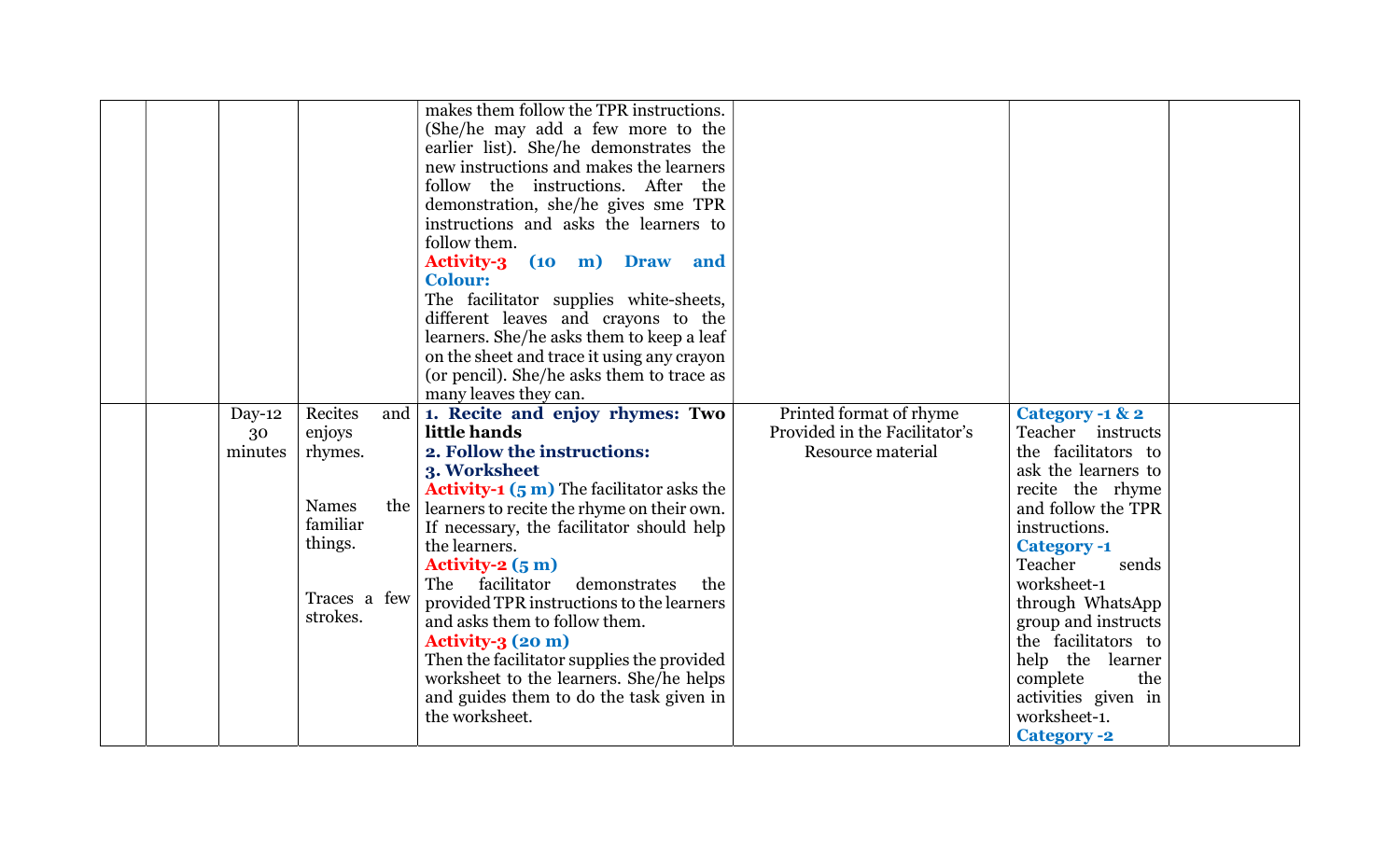| | | | | | | | |
|---|---|---|---|---|---|---|---|
| | | | | makes them follow the TPR instructions. (She/he may add a few more to the earlier list). She/he demonstrates the new instructions and makes the learners follow the instructions. After the demonstration, she/he gives sme TPR instructions and asks the learners to follow them.<br>**Activity-3 (10 m) Draw and Colour:**<br>The facilitator supplies white-sheets, different leaves and crayons to the learners. She/he asks them to keep a leaf on the sheet and trace it using any crayon (or pencil). She/he asks them to trace as many leaves they can. | | | |
| | | Day-12<br>30 minutes | Recites and enjoys rhymes.<br><br>Names the familiar things.<br><br>Traces a few strokes. | **1. Recite and enjoy rhymes: Two little hands**<br>**2. Follow the instructions:**<br>**3. Worksheet**<br>**Activity-1 (5 m)** The facilitator asks the learners to recite the rhyme on their own. If necessary, the facilitator should help the learners.<br>**Activity-2 (5 m)**<br>The facilitator demonstrates the provided TPR instructions to the learners and asks them to follow them.<br>**Activity-3 (20 m)**<br>Then the facilitator supplies the provided worksheet to the learners. She/he helps and guides them to do the task given in the worksheet. | Printed format of rhyme Provided in the Facilitator's Resource material | **Category -1 & 2**<br>Teacher instructs the facilitators to ask the learners to recite the rhyme and follow the TPR instructions.<br>**Category -1**<br>Teacher sends worksheet-1 through WhatsApp group and instructs the facilitators to help the learner complete the activities given in worksheet-1.<br>**Category -2** | |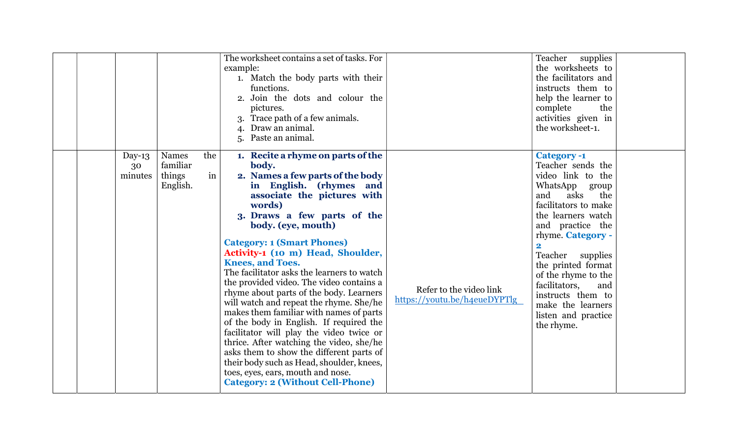| | | | | | | |
|---|---|---|---|---|---|---|
| | | | | The worksheet contains a set of tasks. For example:<br>1. Match the body parts with their functions.<br>2. Join the dots and colour the pictures.<br>3. Trace path of a few animals.<br>4. Draw an animal.<br>5. Paste an animal. | | Teacher supplies the worksheets to the facilitators and instructs them to help the learner to complete the activities given in the worksheet-1. | |
| | | Day-13<br>30 minutes | Names the familiar things in English. | **1. Recite a rhyme on parts of the body.**<br>**2. Names a few parts of the body in English. (rhymes and associate the pictures with words)**<br>**3. Draws a few parts of the body. (eye, mouth)**<br><br>**Category: 1 (Smart Phones)**<br>**Activity-1 (10 m) Head, Shoulder, Knees, and Toes.**<br>The facilitator asks the learners to watch the provided video. The video contains a rhyme about parts of the body. Learners will watch and repeat the rhyme. She/he makes them familiar with names of parts of the body in English. If required the facilitator will play the video twice or thrice. After watching the video, she/he asks them to show the different parts of their body such as Head, shoulder, knees, toes, eyes, ears, mouth and nose.<br>**Category: 2 (Without Cell-Phone)** | Refer to the video link https://youtu.be/h4eueDYPTlg | **Category -1**<br>Teacher sends the video link to the WhatsApp group and asks the facilitators to make the learners watch and practice the rhyme. **Category - 2**<br>Teacher supplies the printed format of the rhyme to the facilitators, and instructs them to make the learners listen and practice the rhyme. | |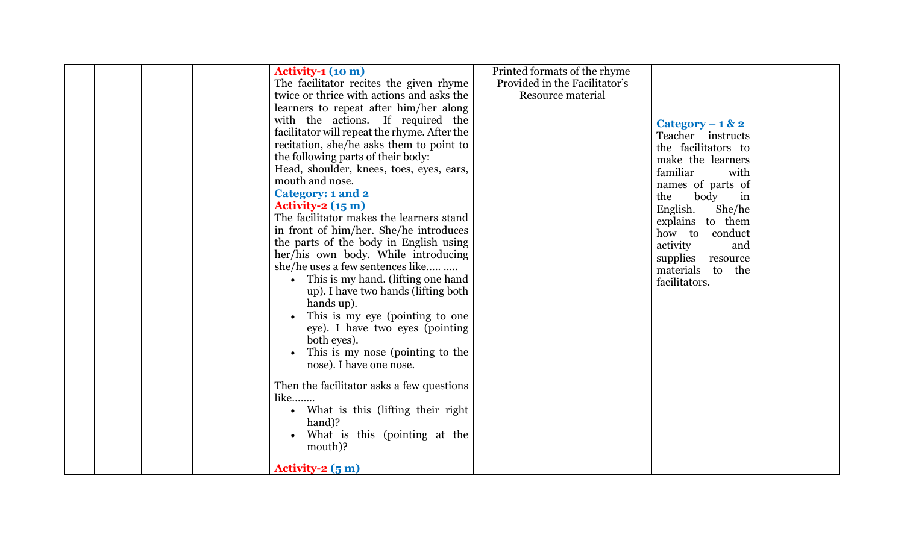|  |  |  |  | **Activity-1 (10 m)**<br>The facilitator recites the given rhyme twice or thrice with actions and asks the learners to repeat after him/her along with the actions. If required the facilitator will repeat the rhyme. After the recitation, she/he asks them to point to the following parts of their body:<br>Head, shoulder, knees, toes, eyes, ears, mouth and nose.<br>**Category: 1 and 2**<br>**Activity-2 (15 m)**<br>The facilitator makes the learners stand in front of him/her. She/he introduces the parts of the body in English using her/his own body. While introducing she/he uses a few sentences like….. …..<br>• This is my hand. (lifting one hand up). I have two hands (lifting both hands up).<br>• This is my eye (pointing to one eye). I have two eyes (pointing both eyes).<br>• This is my nose (pointing to the nose). I have one nose.<br><br>Then the facilitator asks a few questions like……..<br>• What is this (lifting their right hand)?<br>• What is this (pointing at the mouth)?<br><br>**Activity-2 (5 m)** | Printed formats of the rhyme Provided in the Facilitator's Resource material | **Category – 1 & 2**<br>Teacher instructs the facilitators to make the learners familiar with names of parts of the body in English. She/he explains to them how to conduct activity and supplies resource materials to the facilitators. |  |
|---|---|---|---|---|---|---|---|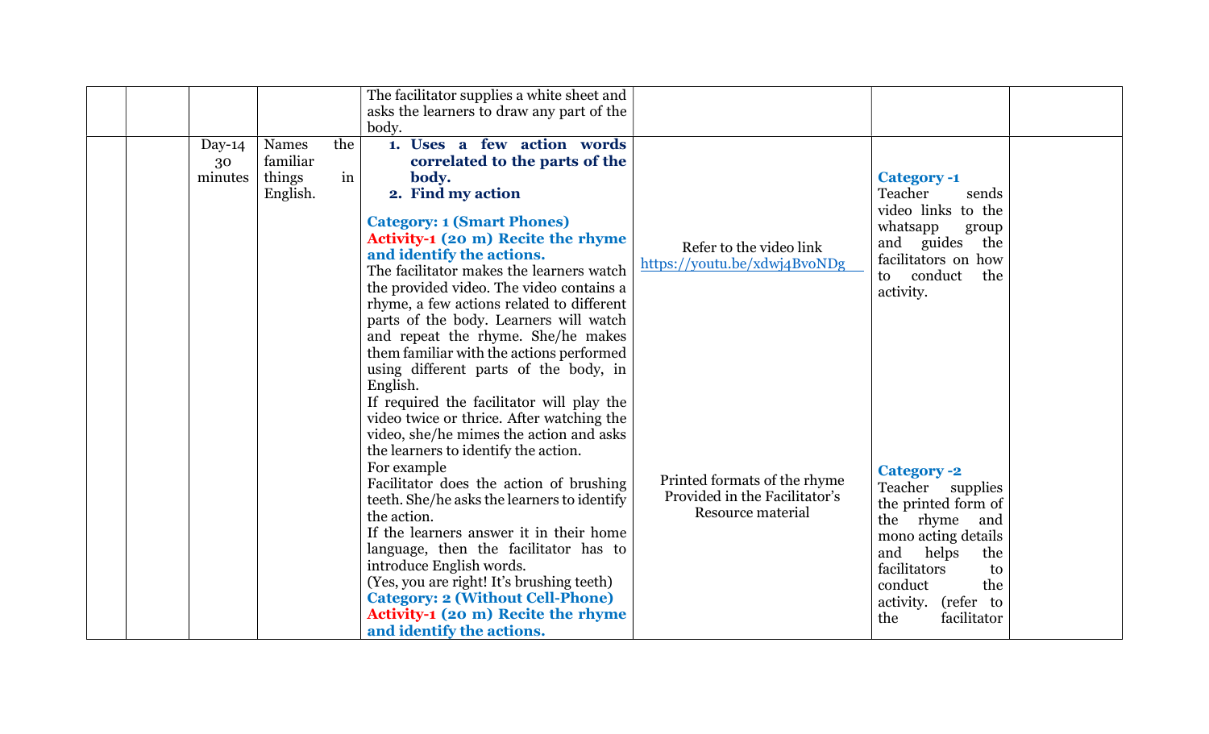|  |  |  |  | The facilitator supplies a white sheet and asks the learners to draw any part of the body. |  |  |  |
|---|---|---|---|---|---|---|---|
|  |  | Day-14 30 minutes | Names the familiar things in English. | **1. Uses a few action words correlated to the parts of the body.** **2. Find my action** **Category: 1 (Smart Phones)** **Activity-1 (20 m) Recite the rhyme and identify the actions.** The facilitator makes the learners watch the provided video. The video contains a rhyme, a few actions related to different parts of the body. Learners will watch and repeat the rhyme. She/he makes them familiar with the actions performed using different parts of the body, in English. If required the facilitator will play the video twice or thrice. After watching the video, she/he mimes the action and asks the learners to identify the action. For example Facilitator does the action of brushing teeth. She/he asks the learners to identify the action. If the learners answer it in their home language, then the facilitator has to introduce English words. (Yes, you are right! It's brushing teeth) **Category: 2 (Without Cell-Phone)** **Activity-1 (20 m) Recite the rhyme and identify the actions.** | Refer to the video link https://youtu.be/xdwj4BvoNDg Printed formats of the rhyme Provided in the Facilitator's Resource material | **Category -1** Teacher sends video links to the whatsapp group and guides the facilitators on how to conduct the activity. **Category -2** Teacher supplies the printed form of the rhyme and mono acting details and helps the facilitators to conduct the activity. (refer to the facilitator |  |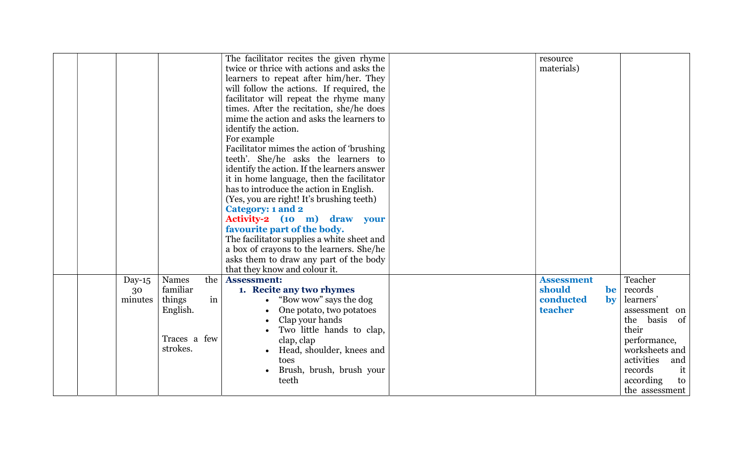|  |  |  |  |  |  |  |  |
|---|---|---|---|---|---|---|---|
|  |  |  |  | The facilitator recites the given rhyme twice or thrice with actions and asks the learners to repeat after him/her. They will follow the actions. If required, the facilitator will repeat the rhyme many times. After the recitation, she/he does mime the action and asks the learners to identify the action.<br>For example<br>Facilitator mimes the action of 'brushing teeth'. She/he asks the learners to identify the action. If the learners answer it in home language, then the facilitator has to introduce the action in English.<br>(Yes, you are right! It's brushing teeth)<br>**Category: 1 and 2**<br>**Activity-2 (10 m) draw your favourite part of the body.**<br>The facilitator supplies a white sheet and a box of crayons to the learners. She/he asks them to draw any part of the body that they know and colour it. |  | resource materials) |  |
|  |  | Day-15<br>30 minutes | Names the familiar things in English.<br><br>Traces a few strokes. | **Assessment:**<br>**1. Recite any two rhymes**<br>• "Bow wow" says the dog<br>• One potato, two potatoes<br>• Clap your hands<br>• Two little hands to clap, clap, clap<br>• Head, shoulder, knees and toes<br>• Brush, brush, brush your teeth |  | **Assessment should be conducted by teacher** | Teacher records learners' assessment on the basis of their performance, worksheets and activities and records it according to the assessment |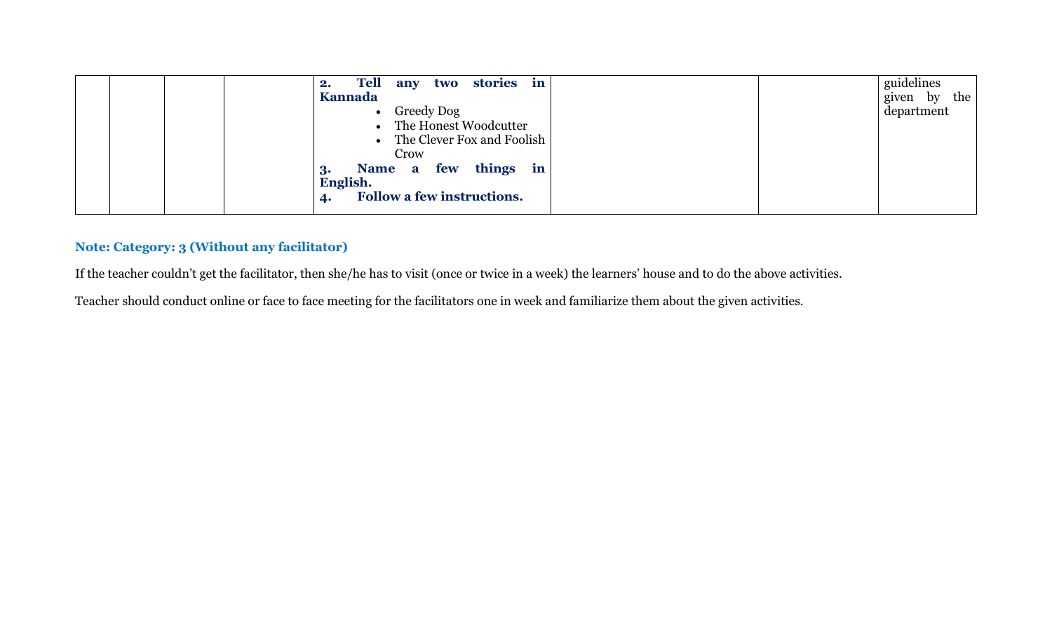| | | | | | | | |
|---|---|---|---|---|---|---|---|
| | | | | **2. Tell any two stories in Kannada**<br>• Greedy Dog<br>• The Honest Woodcutter<br>• The Clever Fox and Foolish Crow<br>**3. Name a few things in English.**<br>**4. Follow a few instructions.** | | | guidelines given by the department |

**Note: Category: 3 (Without any facilitator)**

If the teacher couldn't get the facilitator, then she/he has to visit (once or twice in a week) the learners' house and to do the above activities.

Teacher should conduct online or face to face meeting for the facilitators one in week and familiarize them about the given activities.